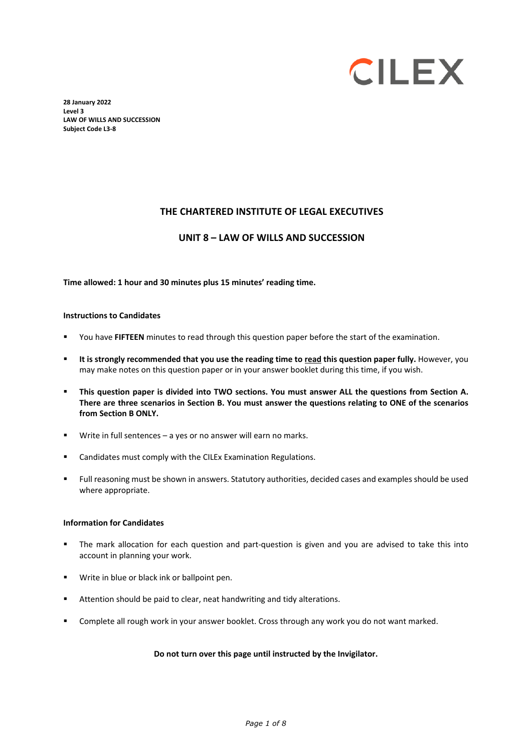CILEX

**28 January 2022**
**Level 3**
**LAW OF WILLS AND SUCCESSION**
**Subject Code L3-8**

# THE CHARTERED INSTITUTE OF LEGAL EXECUTIVES

## UNIT 8 – LAW OF WILLS AND SUCCESSION

**Time allowed: 1 hour and 30 minutes plus 15 minutes' reading time.**

**Instructions to Candidates**

- You have **FIFTEEN** minutes to read through this question paper before the start of the examination.
- **It is strongly recommended that you use the reading time to read this question paper fully.** However, you may make notes on this question paper or in your answer booklet during this time, if you wish.
- **This question paper is divided into TWO sections. You must answer ALL the questions from Section A. There are three scenarios in Section B. You must answer the questions relating to ONE of the scenarios from Section B ONLY.**
- Write in full sentences – a yes or no answer will earn no marks.
- Candidates must comply with the CILEx Examination Regulations.
- Full reasoning must be shown in answers. Statutory authorities, decided cases and examples should be used where appropriate.

**Information for Candidates**

- The mark allocation for each question and part-question is given and you are advised to take this into account in planning your work.
- Write in blue or black ink or ballpoint pen.
- Attention should be paid to clear, neat handwriting and tidy alterations.
- Complete all rough work in your answer booklet. Cross through any work you do not want marked.

**Do not turn over this page until instructed by the Invigilator.**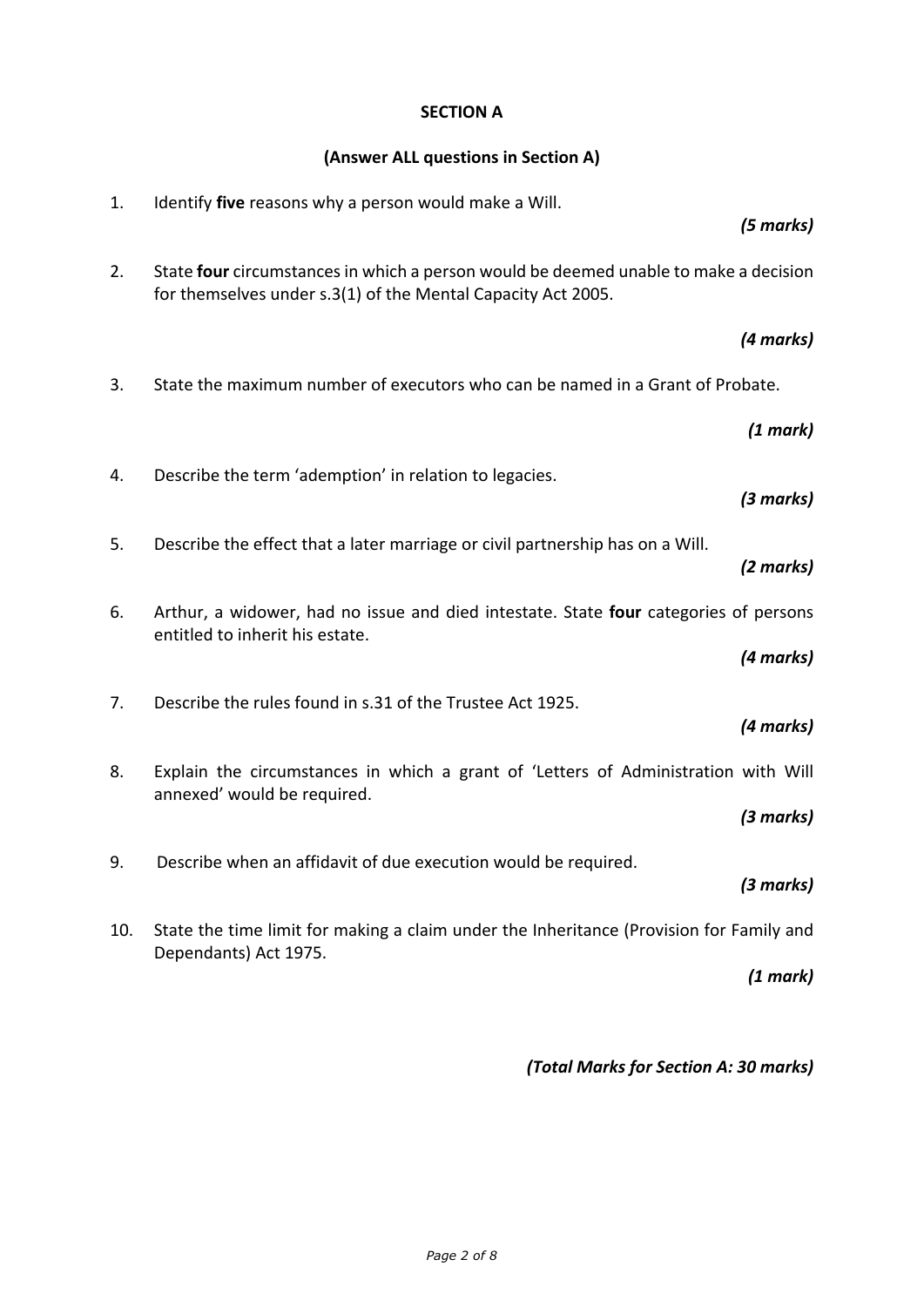## SECTION A

**(Answer ALL questions in Section A)**

1. Identify **five** reasons why a person would make a Will.

   ***(5 marks)***

2. State **four** circumstances in which a person would be deemed unable to make a decision for themselves under s.3(1) of the Mental Capacity Act 2005.

   ***(4 marks)***

3. State the maximum number of executors who can be named in a Grant of Probate.

   ***(1 mark)***

4. Describe the term 'ademption' in relation to legacies.

   ***(3 marks)***

5. Describe the effect that a later marriage or civil partnership has on a Will.

   ***(2 marks)***

6. Arthur, a widower, had no issue and died intestate. State **four** categories of persons entitled to inherit his estate.

   ***(4 marks)***

7. Describe the rules found in s.31 of the Trustee Act 1925.

   ***(4 marks)***

8. Explain the circumstances in which a grant of 'Letters of Administration with Will annexed' would be required.

   ***(3 marks)***

9. Describe when an affidavit of due execution would be required.

   ***(3 marks)***

10. State the time limit for making a claim under the Inheritance (Provision for Family and Dependants) Act 1975.

    ***(1 mark)***

***(Total Marks for Section A: 30 marks)***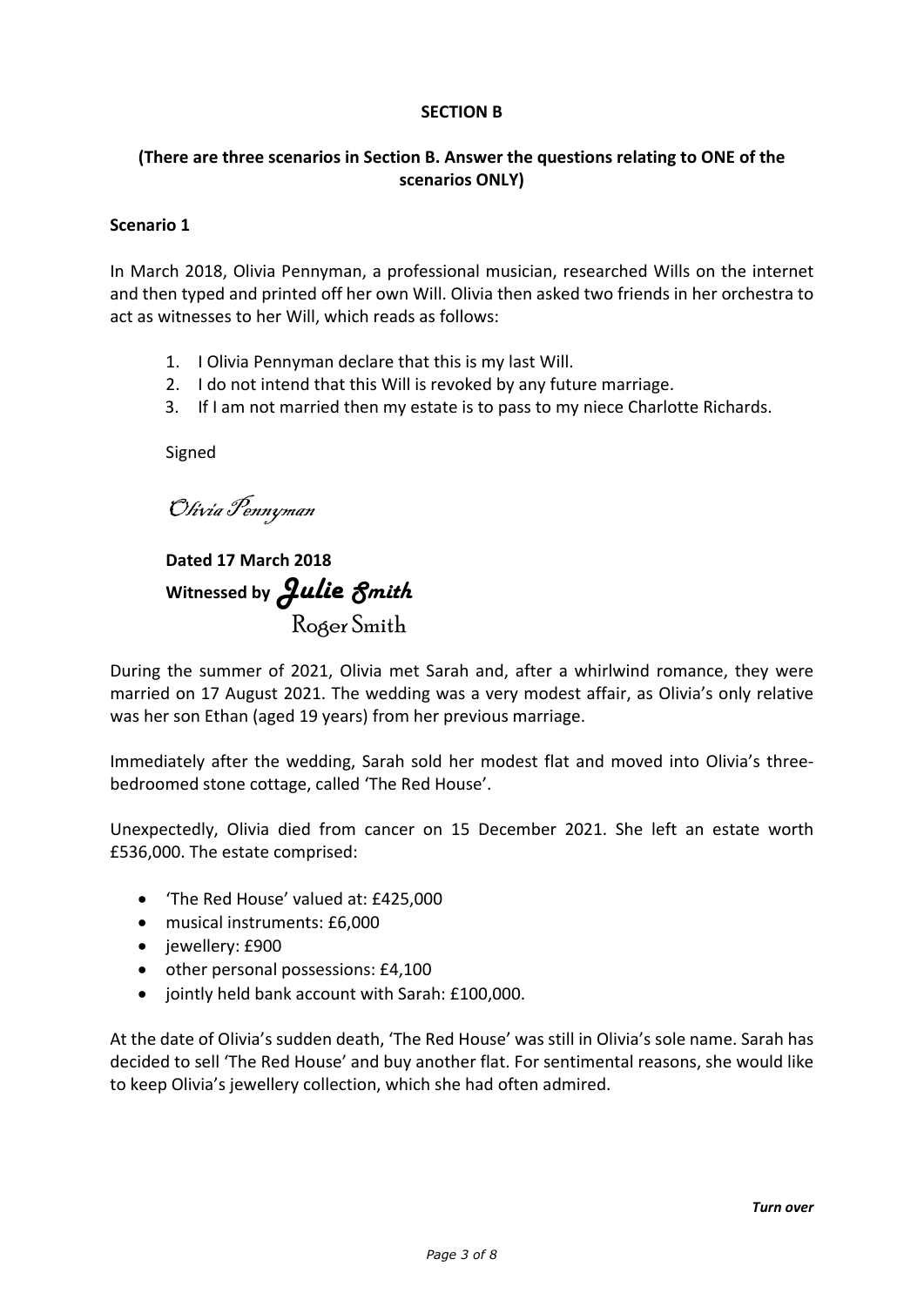**SECTION B**

**(There are three scenarios in Section B. Answer the questions relating to ONE of the scenarios ONLY)**

**Scenario 1**

In March 2018, Olivia Pennyman, a professional musician, researched Wills on the internet and then typed and printed off her own Will. Olivia then asked two friends in her orchestra to act as witnesses to her Will, which reads as follows:

1. I Olivia Pennyman declare that this is my last Will.
2. I do not intend that this Will is revoked by any future marriage.
3. If I am not married then my estate is to pass to my niece Charlotte Richards.

Signed

*Olivia Pennyman*

**Dated 17 March 2018**

**Witnessed by** *Julie Smith*

Roger Smith

During the summer of 2021, Olivia met Sarah and, after a whirlwind romance, they were married on 17 August 2021. The wedding was a very modest affair, as Olivia's only relative was her son Ethan (aged 19 years) from her previous marriage.

Immediately after the wedding, Sarah sold her modest flat and moved into Olivia's three-bedroomed stone cottage, called 'The Red House'.

Unexpectedly, Olivia died from cancer on 15 December 2021. She left an estate worth £536,000. The estate comprised:

- 'The Red House' valued at: £425,000
- musical instruments: £6,000
- jewellery: £900
- other personal possessions: £4,100
- jointly held bank account with Sarah: £100,000.

At the date of Olivia's sudden death, 'The Red House' was still in Olivia's sole name. Sarah has decided to sell 'The Red House' and buy another flat. For sentimental reasons, she would like to keep Olivia's jewellery collection, which she had often admired.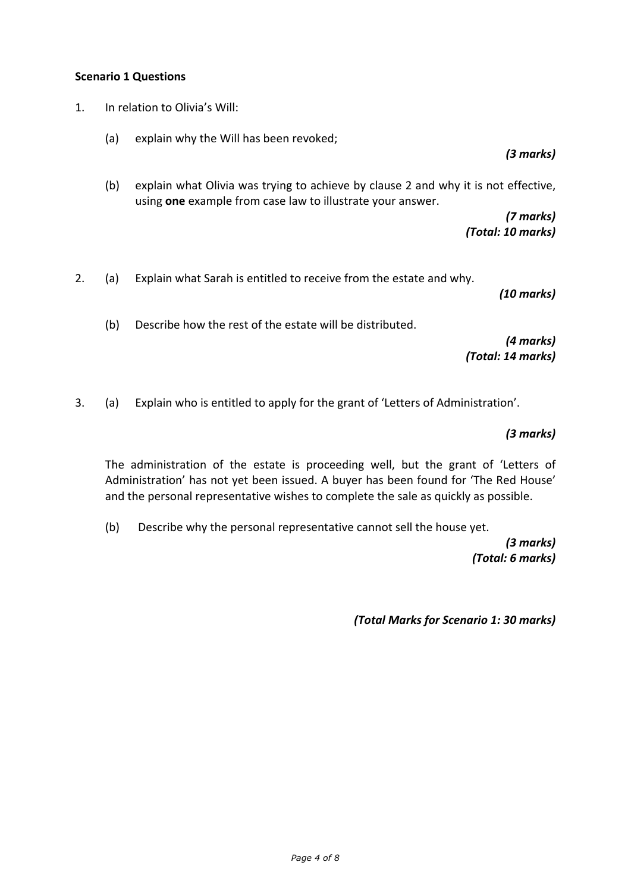**Scenario 1 Questions**

1. In relation to Olivia's Will:

   (a) explain why the Will has been revoked;

   ***(3 marks)***

   (b) explain what Olivia was trying to achieve by clause 2 and why it is not effective, using **one** example from case law to illustrate your answer.

   ***(7 marks)***
   ***(Total: 10 marks)***

2. (a) Explain what Sarah is entitled to receive from the estate and why.

   ***(10 marks)***

   (b) Describe how the rest of the estate will be distributed.

   ***(4 marks)***
   ***(Total: 14 marks)***

3. (a) Explain who is entitled to apply for the grant of 'Letters of Administration'.

   ***(3 marks)***

   The administration of the estate is proceeding well, but the grant of 'Letters of Administration' has not yet been issued. A buyer has been found for 'The Red House' and the personal representative wishes to complete the sale as quickly as possible.

   (b) Describe why the personal representative cannot sell the house yet.

   ***(3 marks)***
   ***(Total: 6 marks)***

***(Total Marks for Scenario 1: 30 marks)***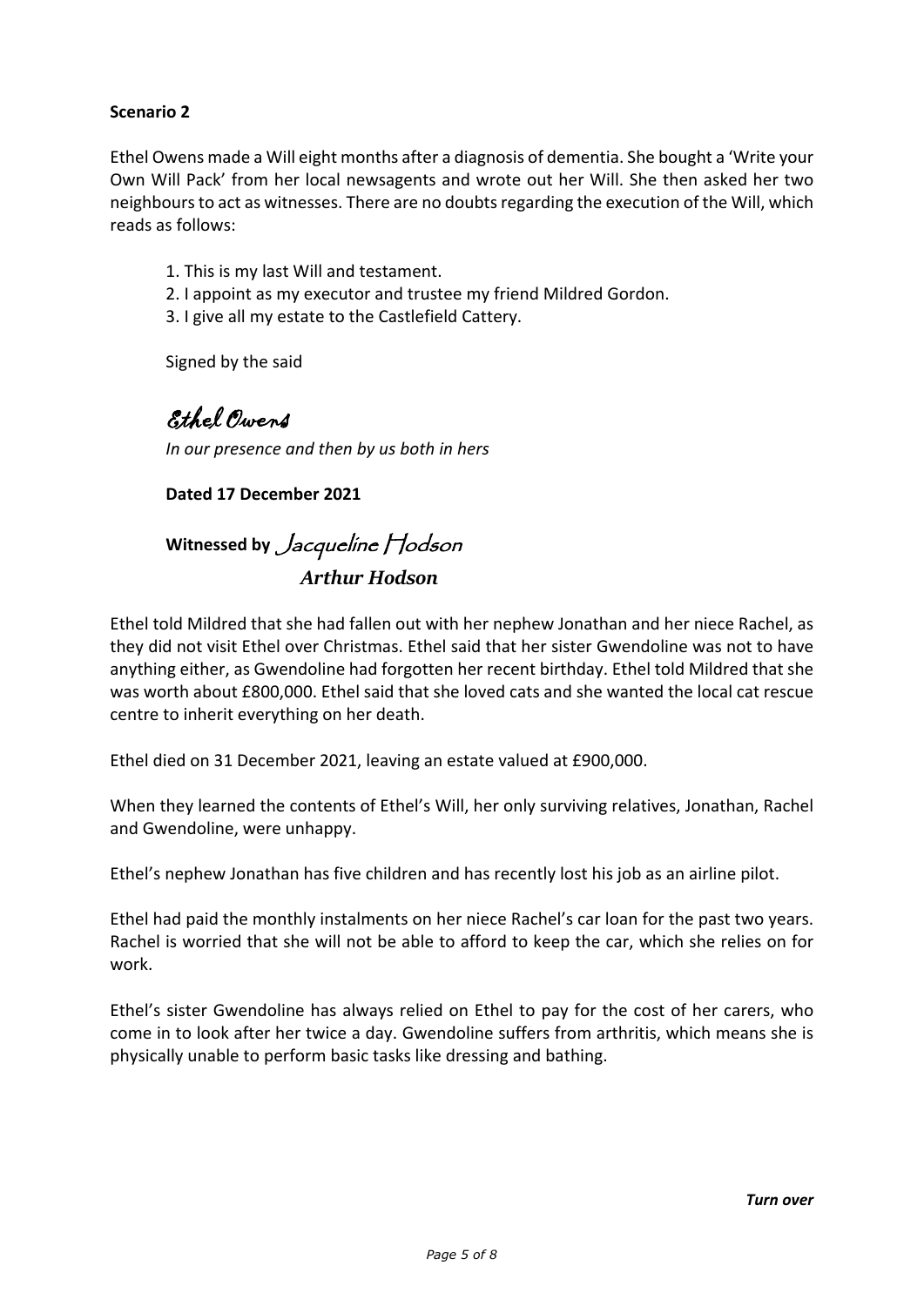**Scenario 2**

Ethel Owens made a Will eight months after a diagnosis of dementia. She bought a 'Write your Own Will Pack' from her local newsagents and wrote out her Will. She then asked her two neighbours to act as witnesses. There are no doubts regarding the execution of the Will, which reads as follows:

1. This is my last Will and testament.
2. I appoint as my executor and trustee my friend Mildred Gordon.
3. I give all my estate to the Castlefield Cattery.

Signed by the said

*Ethel Owens*

*In our presence and then by us both in hers*

**Dated 17 December 2021**

**Witnessed by** *Jacqueline Hodson*

***Arthur Hodson***

Ethel told Mildred that she had fallen out with her nephew Jonathan and her niece Rachel, as they did not visit Ethel over Christmas. Ethel said that her sister Gwendoline was not to have anything either, as Gwendoline had forgotten her recent birthday. Ethel told Mildred that she was worth about £800,000. Ethel said that she loved cats and she wanted the local cat rescue centre to inherit everything on her death.

Ethel died on 31 December 2021, leaving an estate valued at £900,000.

When they learned the contents of Ethel's Will, her only surviving relatives, Jonathan, Rachel and Gwendoline, were unhappy.

Ethel's nephew Jonathan has five children and has recently lost his job as an airline pilot.

Ethel had paid the monthly instalments on her niece Rachel's car loan for the past two years. Rachel is worried that she will not be able to afford to keep the car, which she relies on for work.

Ethel's sister Gwendoline has always relied on Ethel to pay for the cost of her carers, who come in to look after her twice a day. Gwendoline suffers from arthritis, which means she is physically unable to perform basic tasks like dressing and bathing.

***Turn over***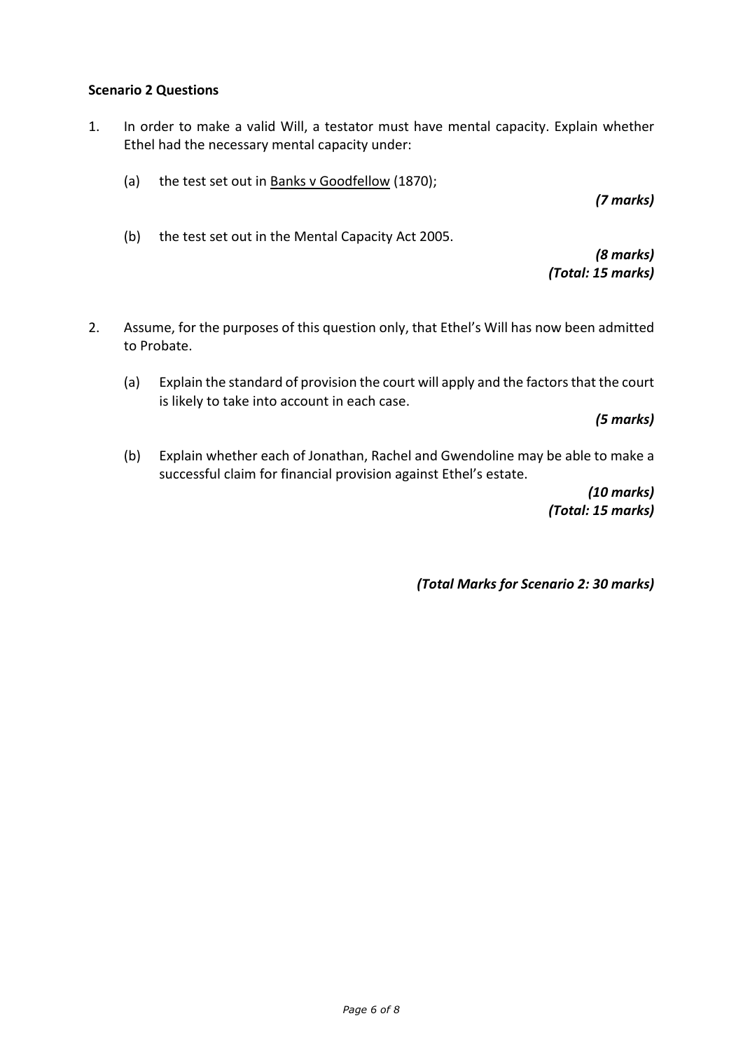**Scenario 2 Questions**

1. In order to make a valid Will, a testator must have mental capacity. Explain whether Ethel had the necessary mental capacity under:

   (a) the test set out in <u>Banks v Goodfellow</u> (1870);

   ***(7 marks)***

   (b) the test set out in the Mental Capacity Act 2005.

   ***(8 marks)***
   ***(Total: 15 marks)***

2. Assume, for the purposes of this question only, that Ethel's Will has now been admitted to Probate.

   (a) Explain the standard of provision the court will apply and the factors that the court is likely to take into account in each case.

   ***(5 marks)***

   (b) Explain whether each of Jonathan, Rachel and Gwendoline may be able to make a successful claim for financial provision against Ethel's estate.

   ***(10 marks)***
   ***(Total: 15 marks)***

***(Total Marks for Scenario 2: 30 marks)***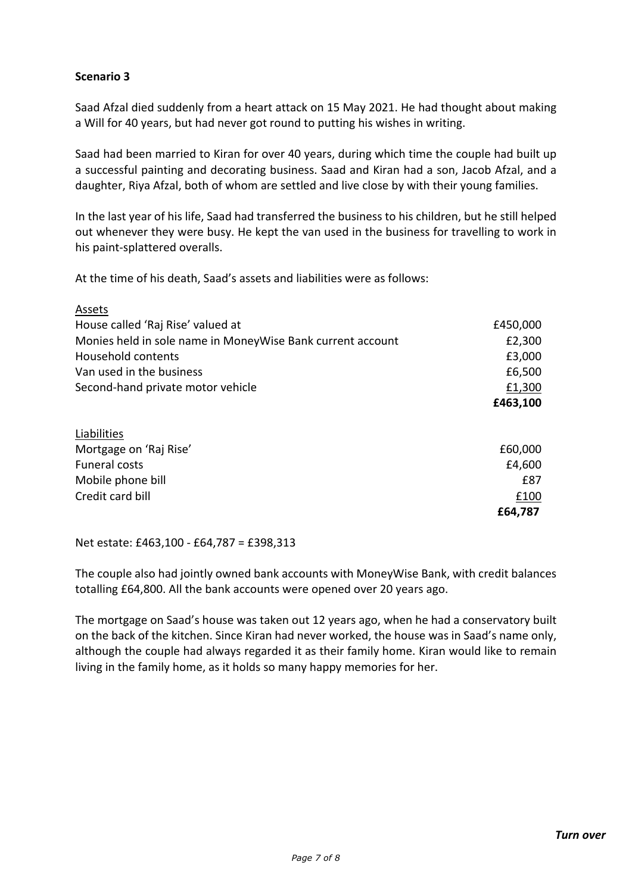**Scenario 3**

Saad Afzal died suddenly from a heart attack on 15 May 2021. He had thought about making a Will for 40 years, but had never got round to putting his wishes in writing.

Saad had been married to Kiran for over 40 years, during which time the couple had built up a successful painting and decorating business. Saad and Kiran had a son, Jacob Afzal, and a daughter, Riya Afzal, both of whom are settled and live close by with their young families.

In the last year of his life, Saad had transferred the business to his children, but he still helped out whenever they were busy. He kept the van used in the business for travelling to work in his paint-splattered overalls.

At the time of his death, Saad's assets and liabilities were as follows:

| Assets | |
|---|---|
| House called 'Raj Rise' valued at | £450,000 |
| Monies held in sole name in MoneyWise Bank current account | £2,300 |
| Household contents | £3,000 |
| Van used in the business | £6,500 |
| Second-hand private motor vehicle | £1,300 |
| | **£463,100** |

| Liabilities | |
|---|---|
| Mortgage on 'Raj Rise' | £60,000 |
| Funeral costs | £4,600 |
| Mobile phone bill | £87 |
| Credit card bill | £100 |
| | **£64,787** |

Net estate: £463,100 - £64,787 = £398,313

The couple also had jointly owned bank accounts with MoneyWise Bank, with credit balances totalling £64,800. All the bank accounts were opened over 20 years ago.

The mortgage on Saad's house was taken out 12 years ago, when he had a conservatory built on the back of the kitchen. Since Kiran had never worked, the house was in Saad's name only, although the couple had always regarded it as their family home. Kiran would like to remain living in the family home, as it holds so many happy memories for her.

***Turn over***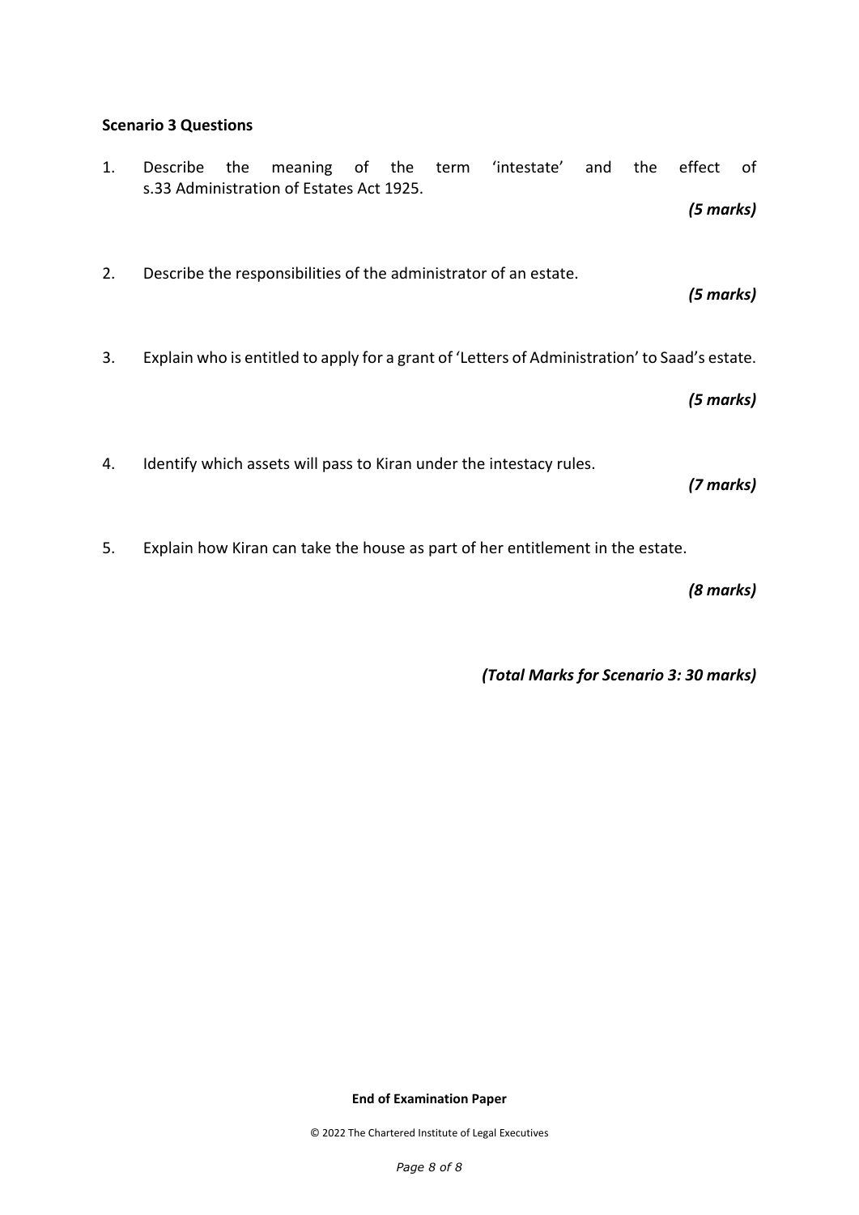**Scenario 3 Questions**

1. Describe the meaning of the term 'intestate' and the effect of s.33 Administration of Estates Act 1925.

   ***(5 marks)***

2. Describe the responsibilities of the administrator of an estate.

   ***(5 marks)***

3. Explain who is entitled to apply for a grant of 'Letters of Administration' to Saad's estate.

   ***(5 marks)***

4. Identify which assets will pass to Kiran under the intestacy rules.

   ***(7 marks)***

5. Explain how Kiran can take the house as part of her entitlement in the estate.

   ***(8 marks)***

***(Total Marks for Scenario 3: 30 marks)***

**End of Examination Paper**

© 2022 The Chartered Institute of Legal Executives